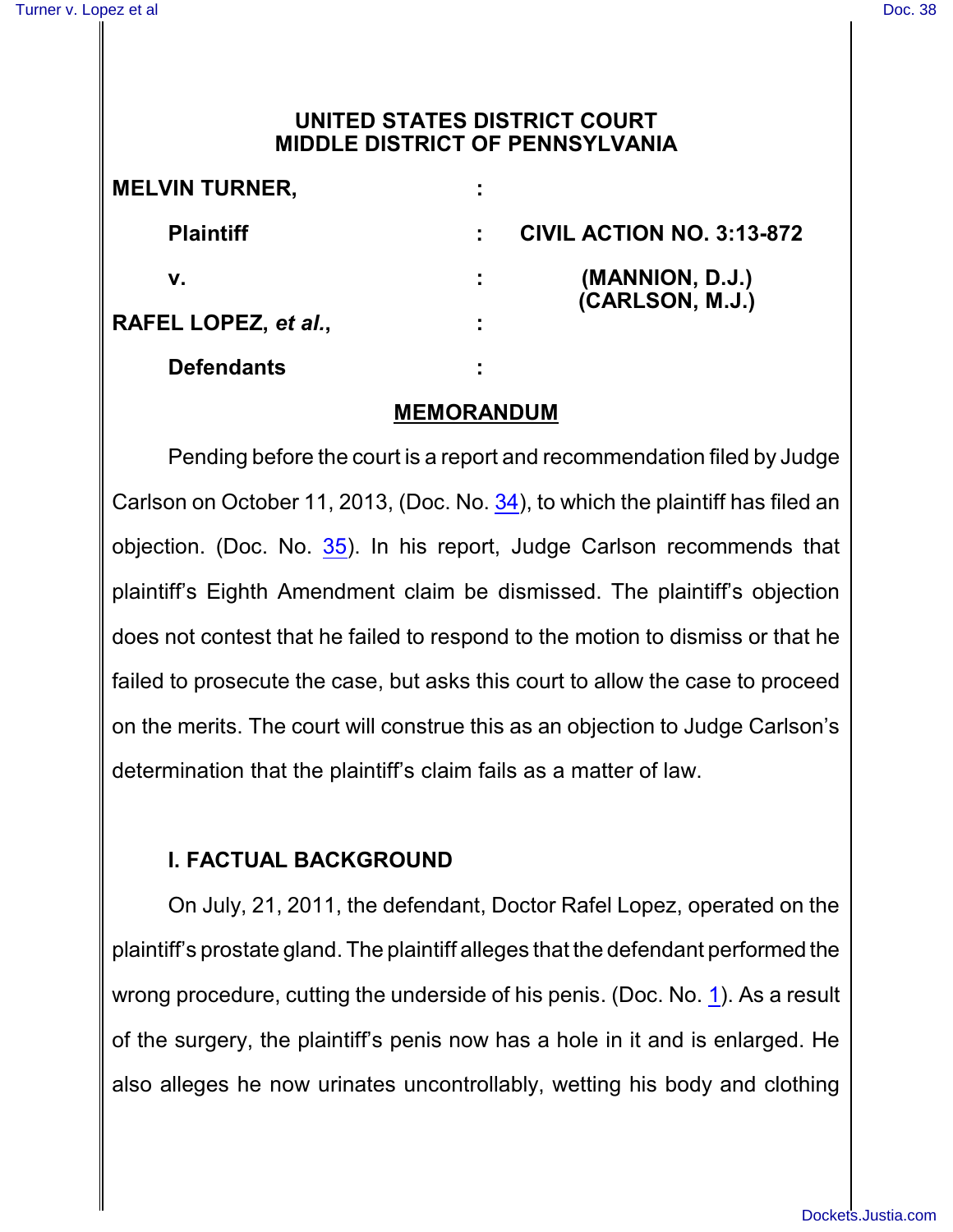# UNITED STATES DISTRICT COURT
# MIDDLE DISTRICT OF PENNSYLVANIA

| | | |
|---|---|---|
| **MELVIN TURNER,** | : | |
| **Plaintiff** | : | **CIVIL ACTION NO. 3:13-872** |
| **v.** | : | **(MANNION, D.J.)** **(CARLSON, M.J.)** |
| **RAFEL LOPEZ, *et al.*,** | : | |
| **Defendants** | : | |

## MEMORANDUM

Pending before the court is a report and recommendation filed by Judge Carlson on October 11, 2013, (Doc. No. 34), to which the plaintiff has filed an objection. (Doc. No. 35). In his report, Judge Carlson recommends that plaintiff's Eighth Amendment claim be dismissed. The plaintiff's objection does not contest that he failed to respond to the motion to dismiss or that he failed to prosecute the case, but asks this court to allow the case to proceed on the merits. The court will construe this as an objection to Judge Carlson's determination that the plaintiff's claim fails as a matter of law.

## I. FACTUAL BACKGROUND

On July, 21, 2011, the defendant, Doctor Rafel Lopez, operated on the plaintiff's prostate gland. The plaintiff alleges that the defendant performed the wrong procedure, cutting the underside of his penis. (Doc. No. 1). As a result of the surgery, the plaintiff's penis now has a hole in it and is enlarged. He also alleges he now urinates uncontrollably, wetting his body and clothing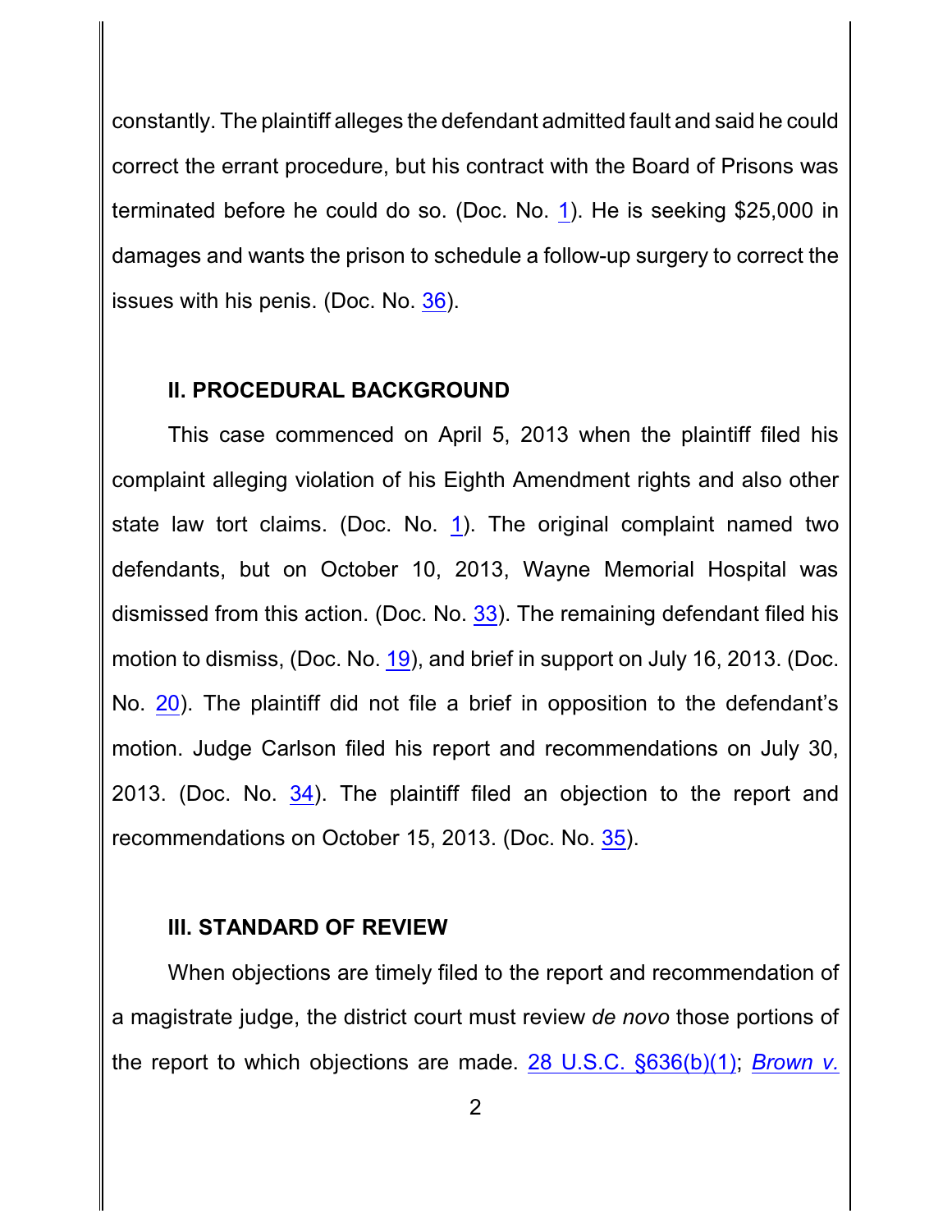constantly. The plaintiff alleges the defendant admitted fault and said he could correct the errant procedure, but his contract with the Board of Prisons was terminated before he could do so. (Doc. No. 1). He is seeking $25,000 in damages and wants the prison to schedule a follow-up surgery to correct the issues with his penis. (Doc. No. 36).

### II. PROCEDURAL BACKGROUND

This case commenced on April 5, 2013 when the plaintiff filed his complaint alleging violation of his Eighth Amendment rights and also other state law tort claims. (Doc. No. 1). The original complaint named two defendants, but on October 10, 2013, Wayne Memorial Hospital was dismissed from this action. (Doc. No. 33). The remaining defendant filed his motion to dismiss, (Doc. No. 19), and brief in support on July 16, 2013. (Doc. No. 20). The plaintiff did not file a brief in opposition to the defendant's motion. Judge Carlson filed his report and recommendations on July 30, 2013. (Doc. No. 34). The plaintiff filed an objection to the report and recommendations on October 15, 2013. (Doc. No. 35).

### III. STANDARD OF REVIEW

When objections are timely filed to the report and recommendation of a magistrate judge, the district court must review *de novo* those portions of the report to which objections are made. 28 U.S.C. §636(b)(1); *Brown v.*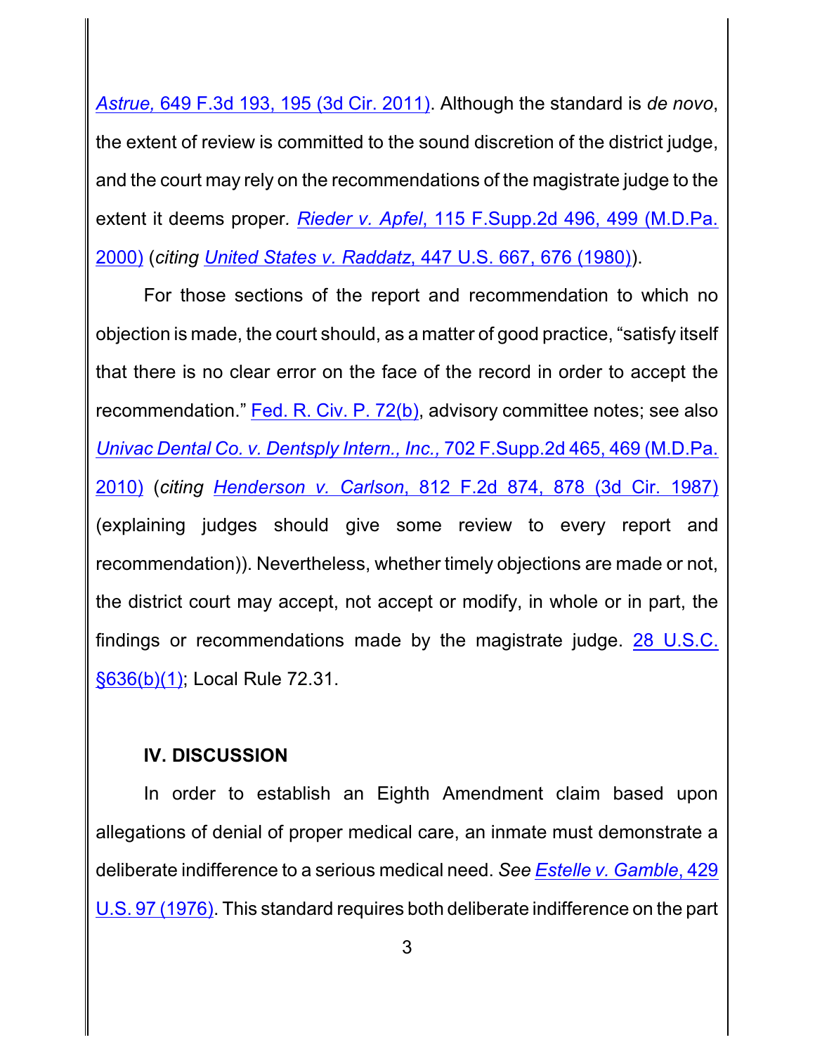*Astrue,* 649 F.3d 193, 195 (3d Cir. 2011). Although the standard is *de novo*, the extent of review is committed to the sound discretion of the district judge, and the court may rely on the recommendations of the magistrate judge to the extent it deems proper. *Rieder v. Apfel*, 115 F.Supp.2d 496, 499 (M.D.Pa. 2000) (*citing* *United States v. Raddatz*, 447 U.S. 667, 676 (1980)).

For those sections of the report and recommendation to which no objection is made, the court should, as a matter of good practice, "satisfy itself that there is no clear error on the face of the record in order to accept the recommendation." Fed. R. Civ. P. 72(b), advisory committee notes; see also *Univac Dental Co. v. Dentsply Intern., Inc.,* 702 F.Supp.2d 465, 469 (M.D.Pa. 2010) (*citing* *Henderson v. Carlson*, 812 F.2d 874, 878 (3d Cir. 1987) (explaining judges should give some review to every report and recommendation)). Nevertheless, whether timely objections are made or not, the district court may accept, not accept or modify, in whole or in part, the findings or recommendations made by the magistrate judge. 28 U.S.C. §636(b)(1); Local Rule 72.31.

**IV. DISCUSSION**

In order to establish an Eighth Amendment claim based upon allegations of denial of proper medical care, an inmate must demonstrate a deliberate indifference to a serious medical need. *See* *Estelle v. Gamble*, 429 U.S. 97 (1976). This standard requires both deliberate indifference on the part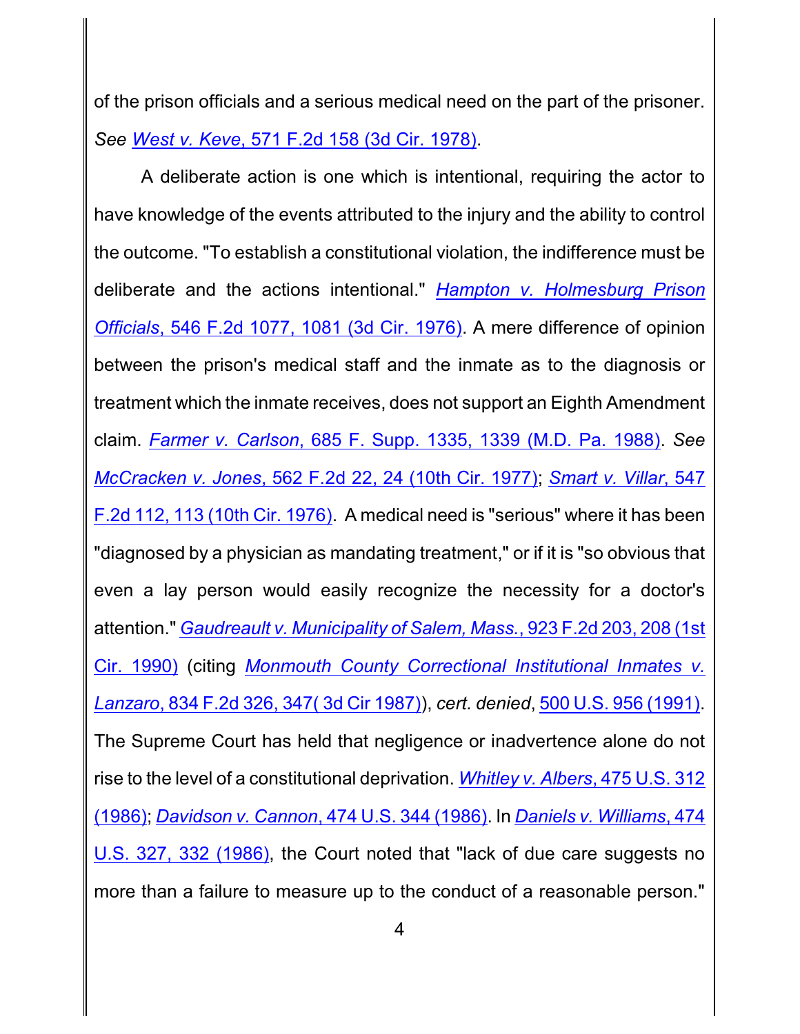of the prison officials and a serious medical need on the part of the prisoner. *See* *West v. Keve*, 571 F.2d 158 (3d Cir. 1978).

A deliberate action is one which is intentional, requiring the actor to have knowledge of the events attributed to the injury and the ability to control the outcome. "To establish a constitutional violation, the indifference must be deliberate and the actions intentional." *Hampton v. Holmesburg Prison Officials*, 546 F.2d 1077, 1081 (3d Cir. 1976). A mere difference of opinion between the prison's medical staff and the inmate as to the diagnosis or treatment which the inmate receives, does not support an Eighth Amendment claim. *Farmer v. Carlson*, 685 F. Supp. 1335, 1339 (M.D. Pa. 1988). *See* *McCracken v. Jones*, 562 F.2d 22, 24 (10th Cir. 1977); *Smart v. Villar*, 547 F.2d 112, 113 (10th Cir. 1976). A medical need is "serious" where it has been "diagnosed by a physician as mandating treatment," or if it is "so obvious that even a lay person would easily recognize the necessity for a doctor's attention." *Gaudreault v. Municipality of Salem, Mass.*, 923 F.2d 203, 208 (1st Cir. 1990) (citing *Monmouth County Correctional Institutional Inmates v. Lanzaro*, 834 F.2d 326, 347( 3d Cir 1987)), *cert. denied*, 500 U.S. 956 (1991). The Supreme Court has held that negligence or inadvertence alone do not rise to the level of a constitutional deprivation. *Whitley v. Albers*, 475 U.S. 312 (1986); *Davidson v. Cannon*, 474 U.S. 344 (1986). In *Daniels v. Williams*, 474 U.S. 327, 332 (1986), the Court noted that "lack of due care suggests no more than a failure to measure up to the conduct of a reasonable person."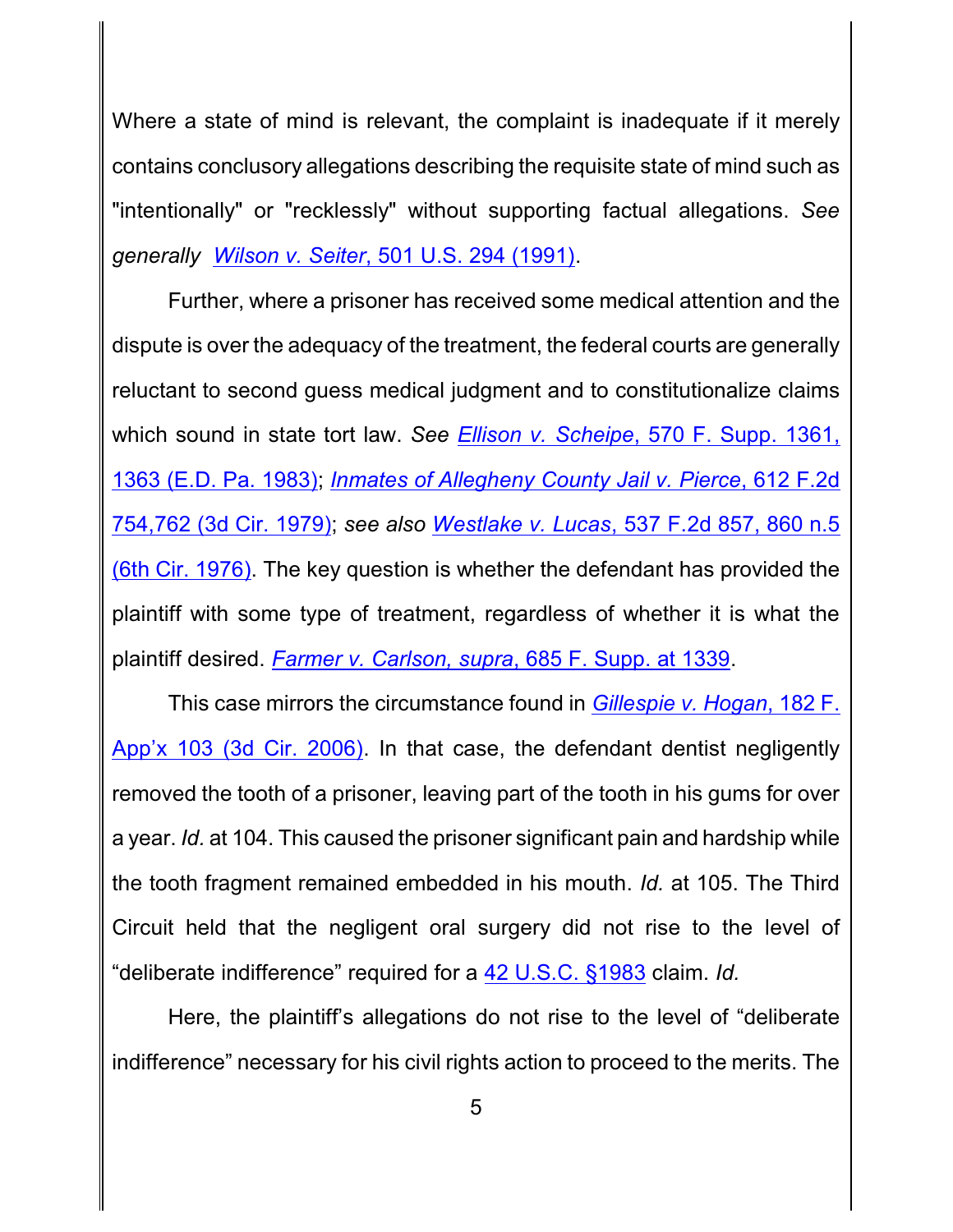Where a state of mind is relevant, the complaint is inadequate if it merely contains conclusory allegations describing the requisite state of mind such as "intentionally" or "recklessly" without supporting factual allegations. *See generally* *Wilson v. Seiter*, 501 U.S. 294 (1991).

Further, where a prisoner has received some medical attention and the dispute is over the adequacy of the treatment, the federal courts are generally reluctant to second guess medical judgment and to constitutionalize claims which sound in state tort law. *See* *Ellison v. Scheipe*, 570 F. Supp. 1361, 1363 (E.D. Pa. 1983); *Inmates of Allegheny County Jail v. Pierce*, 612 F.2d 754,762 (3d Cir. 1979); *see also* *Westlake v. Lucas*, 537 F.2d 857, 860 n.5 (6th Cir. 1976). The key question is whether the defendant has provided the plaintiff with some type of treatment, regardless of whether it is what the plaintiff desired. *Farmer v. Carlson, supra*, 685 F. Supp. at 1339.

This case mirrors the circumstance found in *Gillespie v. Hogan*, 182 F. App'x 103 (3d Cir. 2006). In that case, the defendant dentist negligently removed the tooth of a prisoner, leaving part of the tooth in his gums for over a year. *Id.* at 104. This caused the prisoner significant pain and hardship while the tooth fragment remained embedded in his mouth. *Id.* at 105. The Third Circuit held that the negligent oral surgery did not rise to the level of "deliberate indifference" required for a 42 U.S.C. §1983 claim. *Id.*

Here, the plaintiff's allegations do not rise to the level of "deliberate indifference" necessary for his civil rights action to proceed to the merits. The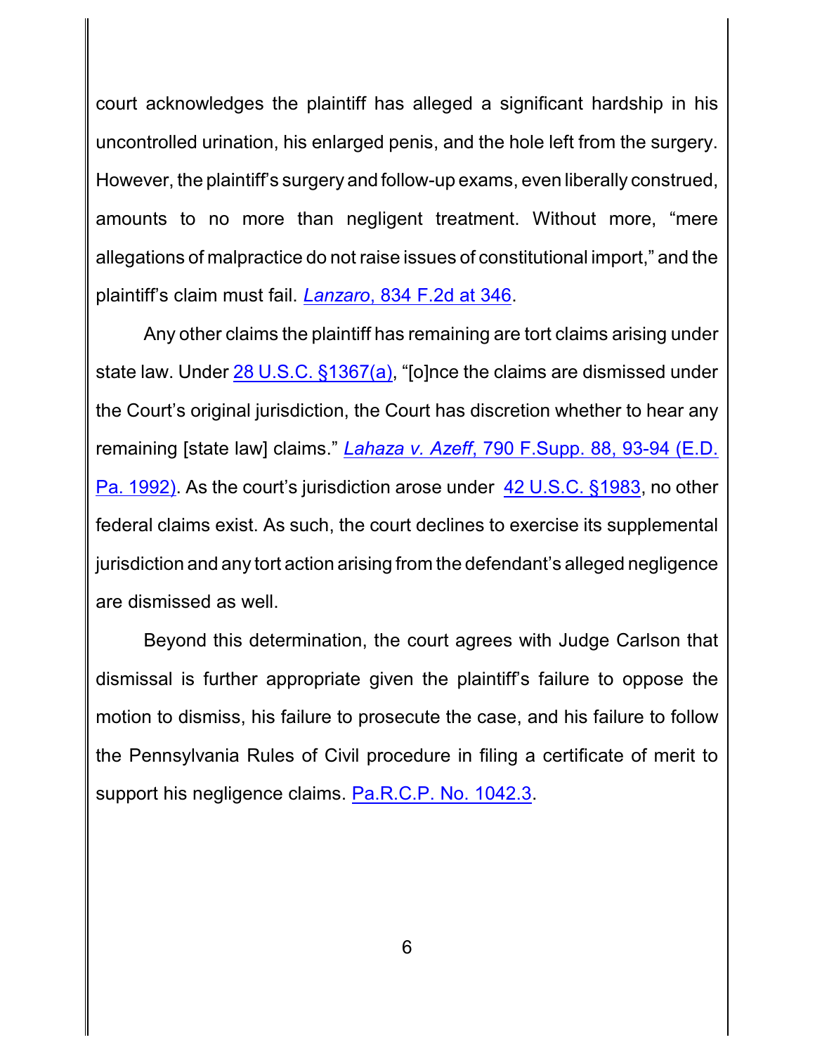court acknowledges the plaintiff has alleged a significant hardship in his uncontrolled urination, his enlarged penis, and the hole left from the surgery. However, the plaintiff's surgery and follow-up exams, even liberally construed, amounts to no more than negligent treatment. Without more, "mere allegations of malpractice do not raise issues of constitutional import," and the plaintiff's claim must fail. *Lanzaro*, 834 F.2d at 346.

Any other claims the plaintiff has remaining are tort claims arising under state law. Under 28 U.S.C. §1367(a), "[o]nce the claims are dismissed under the Court's original jurisdiction, the Court has discretion whether to hear any remaining [state law] claims." *Lahaza v. Azeff*, 790 F.Supp. 88, 93-94 (E.D. Pa. 1992). As the court's jurisdiction arose under 42 U.S.C. §1983, no other federal claims exist. As such, the court declines to exercise its supplemental jurisdiction and any tort action arising from the defendant's alleged negligence are dismissed as well.

Beyond this determination, the court agrees with Judge Carlson that dismissal is further appropriate given the plaintiff's failure to oppose the motion to dismiss, his failure to prosecute the case, and his failure to follow the Pennsylvania Rules of Civil procedure in filing a certificate of merit to support his negligence claims. Pa.R.C.P. No. 1042.3.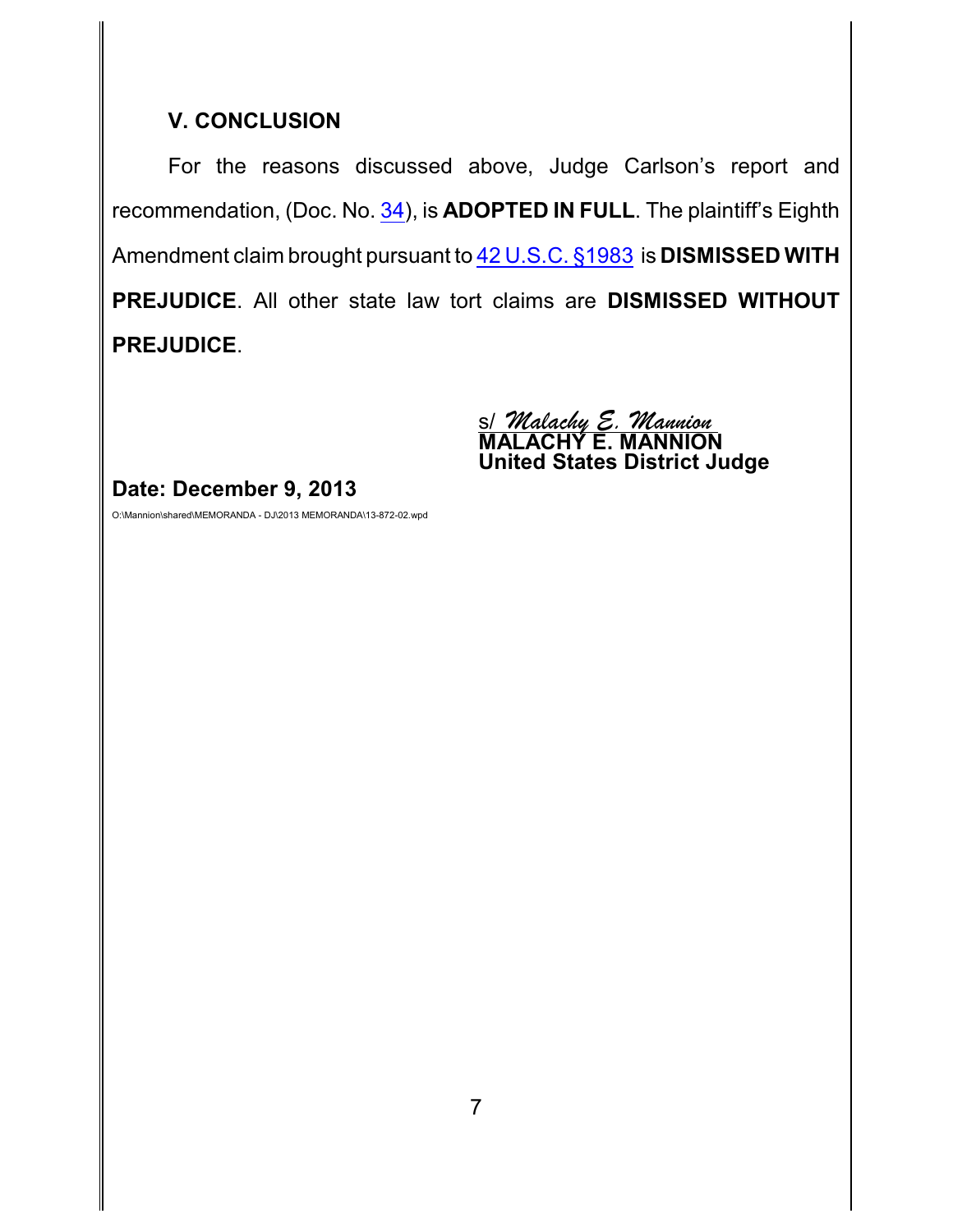## V. CONCLUSION

For the reasons discussed above, Judge Carlson's report and recommendation, (Doc. No. 34), is **ADOPTED IN FULL**. The plaintiff's Eighth Amendment claim brought pursuant to 42 U.S.C. §1983 is **DISMISSED WITH PREJUDICE**. All other state law tort claims are **DISMISSED WITHOUT PREJUDICE**.

s/ *Malachy E. Mannion*
**MALACHY E. MANNION**
**United States District Judge**

**Date: December 9, 2013**

O:\Mannion\shared\MEMORANDA - DJ\2013 MEMORANDA\13-872-02.wpd